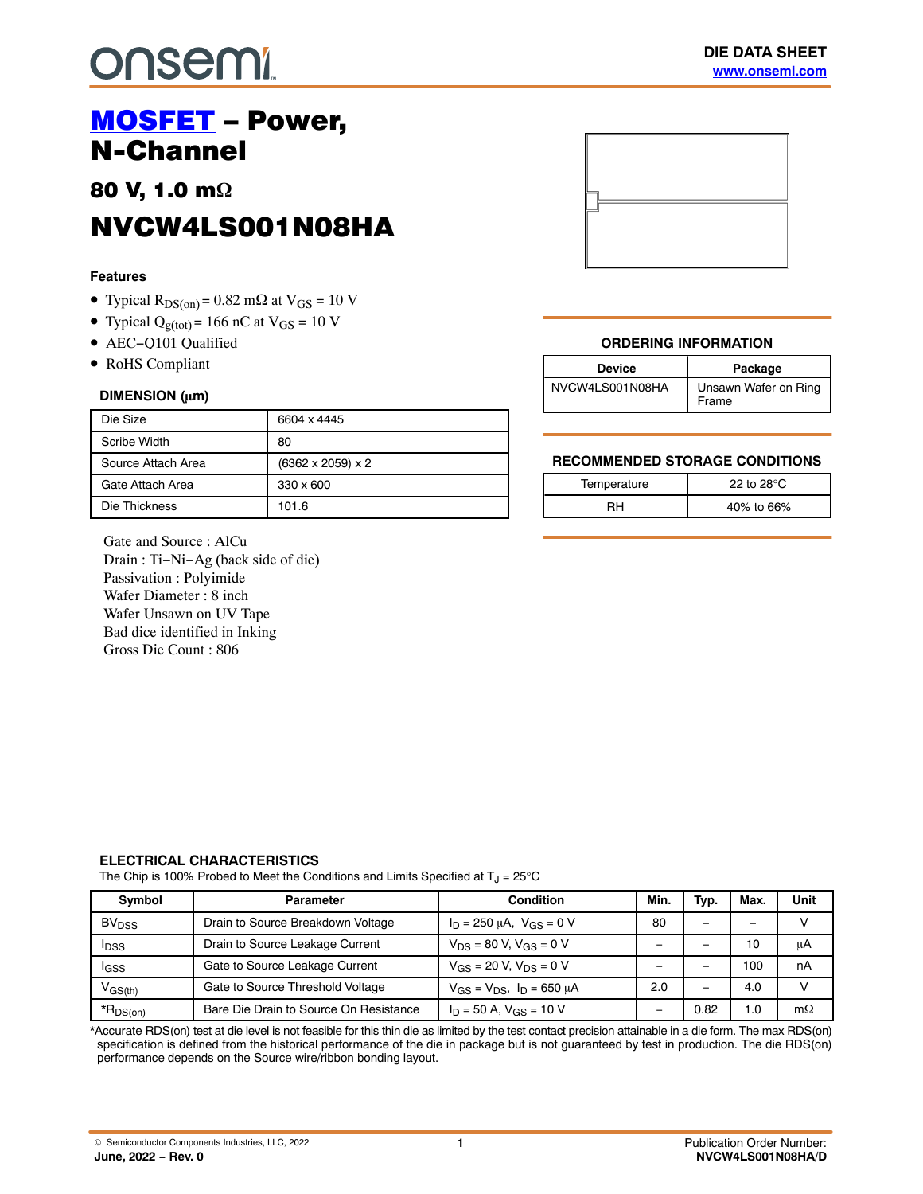onsemi

**DIE DATA SHEET**
www.onsemi.com

# MOSFET – Power, N-Channel

## 80 V, 1.0 mΩ

# NVCW4LS001N08HA

### Features

- Typical $R_{DS(on)}$ = 0.82 mΩ at $V_{GS}$ = 10 V
- Typical $Q_{g(tot)}$ = 166 nC at $V_{GS}$ = 10 V
- AEC−Q101 Qualified
- RoHS Compliant

### DIMENSION (μm)

| | |
|---|---|
| Die Size | 6604 x 4445 |
| Scribe Width | 80 |
| Source Attach Area | (6362 x 2059) x 2 |
| Gate Attach Area | 330 x 600 |
| Die Thickness | 101.6 |

Gate and Source : AlCu
Drain : Ti−Ni−Ag (back side of die)
Passivation : Polyimide
Wafer Diameter : 8 inch
Wafer Unsawn on UV Tape
Bad dice identified in Inking
Gross Die Count : 806

### ORDERING INFORMATION

| Device | Package |
|---|---|
| NVCW4LS001N08HA | Unsawn Wafer on Ring Frame |

### RECOMMENDED STORAGE CONDITIONS

| | |
|---|---|
| Temperature | 22 to 28°C |
| RH | 40% to 66% |

### ELECTRICAL CHARACTERISTICS

The Chip is 100% Probed to Meet the Conditions and Limits Specified at $T_J$ = 25°C

| Symbol | Parameter | Condition | Min. | Typ. | Max. | Unit |
|---|---|---|---|---|---|---|
| $BV_{DSS}$ | Drain to Source Breakdown Voltage | $I_D$ = 250 μA, $V_{GS}$ = 0 V | 80 | – | – | V |
| $I_{DSS}$ | Drain to Source Leakage Current | $V_{DS}$ = 80 V, $V_{GS}$ = 0 V | – | – | 10 | μA |
| $I_{GSS}$ | Gate to Source Leakage Current | $V_{GS}$ = 20 V, $V_{DS}$ = 0 V | – | – | 100 | nA |
| $V_{GS(th)}$ | Gate to Source Threshold Voltage | $V_{GS}$ = $V_{DS}$, $I_D$ = 650 μA | 2.0 | – | 4.0 | V |
| *$R_{DS(on)}$ | Bare Die Drain to Source On Resistance | $I_D$ = 50 A, $V_{GS}$ = 10 V | – | 0.82 | 1.0 | mΩ |

*Accurate RDS(on) test at die level is not feasible for this thin die as limited by the test contact precision attainable in a die form. The max RDS(on) specification is defined from the historical performance of the die in package but is not guaranteed by test in production. The die RDS(on) performance depends on the Source wire/ribbon bonding layout.

© Semiconductor Components Industries, LLC, 2022
**June, 2022 − Rev. 0**

Publication Order Number:
**NVCW4LS001N08HA/D**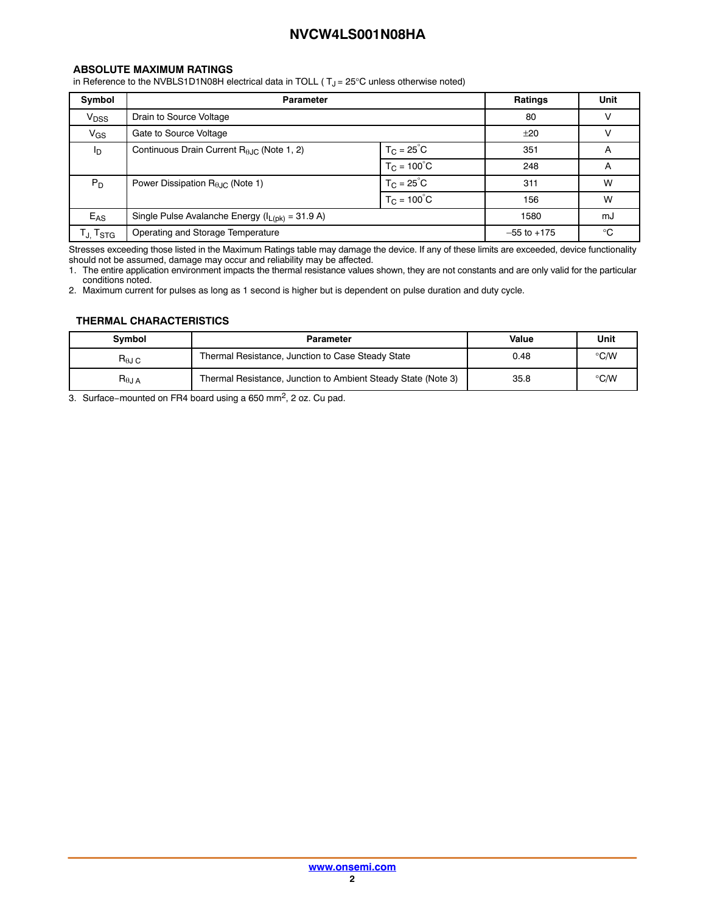## ABSOLUTE MAXIMUM RATINGS

in Reference to the NVBLS1D1N08H electrical data in TOLL ( $T_J$ = 25°C unless otherwise noted)

| Symbol | Parameter | | Ratings | Unit |
|---|---|---|---|---|
| $V_{DSS}$ | Drain to Source Voltage | | 80 | V |
| $V_{GS}$ | Gate to Source Voltage | | ±20 | V |
| $I_D$ | Continuous Drain Current $R_{\theta JC}$ (Note 1, 2) | $T_C$ = 25°C | 351 | A |
| | | $T_C$ = 100°C | 248 | A |
| $P_D$ | Power Dissipation $R_{\theta JC}$ (Note 1) | $T_C$ = 25°C | 311 | W |
| | | $T_C$ = 100°C | 156 | W |
| $E_{AS}$ | Single Pulse Avalanche Energy ($I_{L(pk)}$ = 31.9 A) | | 1580 | mJ |
| $T_J$, $T_{STG}$ | Operating and Storage Temperature | | −55 to +175 | °C |

Stresses exceeding those listed in the Maximum Ratings table may damage the device. If any of these limits are exceeded, device functionality should not be assumed, damage may occur and reliability may be affected.

1. The entire application environment impacts the thermal resistance values shown, they are not constants and are only valid for the particular conditions noted.
2. Maximum current for pulses as long as 1 second is higher but is dependent on pulse duration and duty cycle.

## THERMAL CHARACTERISTICS

| Symbol | Parameter | Value | Unit |
|---|---|---|---|
| $R_{\theta JC}$ | Thermal Resistance, Junction to Case Steady State | 0.48 | °C/W |
| $R_{\theta JA}$ | Thermal Resistance, Junction to Ambient Steady State (Note 3) | 35.8 | °C/W |

3. Surface−mounted on FR4 board using a 650 $mm^2$, 2 oz. Cu pad.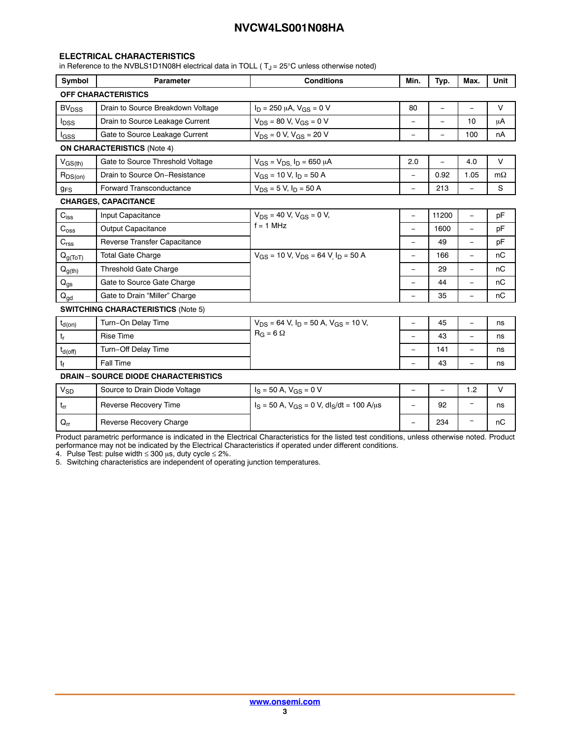## ELECTRICAL CHARACTERISTICS

in Reference to the NVBLS1D1N08H electrical data in TOLL ( $T_J$ = 25°C unless otherwise noted)

| Symbol | Parameter | Conditions | Min. | Typ. | Max. | Unit |
|---|---|---|---|---|---|---|
| **OFF CHARACTERISTICS** | | | | | | |
| $BV_{DSS}$ | Drain to Source Breakdown Voltage | $I_D$ = 250 μA, $V_{GS}$ = 0 V | 80 | – | – | V |
| $I_{DSS}$ | Drain to Source Leakage Current | $V_{DS}$ = 80 V, $V_{GS}$ = 0 V | – | – | 10 | μA |
| $I_{GSS}$ | Gate to Source Leakage Current | $V_{DS}$ = 0 V, $V_{GS}$ = 20 V | – | – | 100 | nA |
| **ON CHARACTERISTICS** (Note 4) | | | | | | |
| $V_{GS(th)}$ | Gate to Source Threshold Voltage | $V_{GS}$ = $V_{DS,}$ $I_D$ = 650 μA | 2.0 | – | 4.0 | V |
| $R_{DS(on)}$ | Drain to Source On−Resistance | $V_{GS}$ = 10 V, $I_D$ = 50 A | – | 0.92 | 1.05 | mΩ |
| $g_{FS}$ | Forward Transconductance | $V_{DS}$ = 5 V, $I_D$ = 50 A | – | 213 | – | S |
| **CHARGES, CAPACITANCE** | | | | | | |
| $C_{iss}$ | Input Capacitance | $V_{DS}$ = 40 V, $V_{GS}$ = 0 V, f = 1 MHz | – | 11200 | – | pF |
| $C_{oss}$ | Output Capacitance | | – | 1600 | – | pF |
| $C_{rss}$ | Reverse Transfer Capacitance | | – | 49 | – | pF |
| $Q_{g(ToT)}$ | Total Gate Charge | $V_{GS}$ = 10 V, $V_{DS}$ = 64 V, $I_D$ = 50 A | – | 166 | – | nC |
| $Q_{g(th)}$ | Threshold Gate Charge | | – | 29 | – | nC |
| $Q_{gs}$ | Gate to Source Gate Charge | | – | 44 | – | nC |
| $Q_{gd}$ | Gate to Drain “Miller” Charge | | – | 35 | – | nC |
| **SWITCHING CHARACTERISTICS** (Note 5) | | | | | | |
| $t_{d(on)}$ | Turn−On Delay Time | $V_{DS}$ = 64 V, $I_D$ = 50 A, $V_{GS}$ = 10 V, $R_G$ = 6 Ω | – | 45 | – | ns |
| $t_r$ | Rise Time | | – | 43 | – | ns |
| $t_{d(off)}$ | Turn−Off Delay Time | | – | 141 | – | ns |
| $t_f$ | Fall Time | | – | 43 | – | ns |
| **DRAIN − SOURCE DIODE CHARACTERISTICS** | | | | | | |
| $V_{SD}$ | Source to Drain Diode Voltage | $I_S$ = 50 A, $V_{GS}$ = 0 V | – | – | 1.2 | V |
| $t_{rr}$ | Reverse Recovery Time | $I_S$ = 50 A, $V_{GS}$ = 0 V, $dI_S/dt$ = 100 A/μs | – | 92 | – | ns |
| $Q_{rr}$ | Reverse Recovery Charge | | – | 234 | – | nC |

Product parametric performance is indicated in the Electrical Characteristics for the listed test conditions, unless otherwise noted. Product performance may not be indicated by the Electrical Characteristics if operated under different conditions.

4. Pulse Test: pulse width ≤ 300 μs, duty cycle ≤ 2%.
5. Switching characteristics are independent of operating junction temperatures.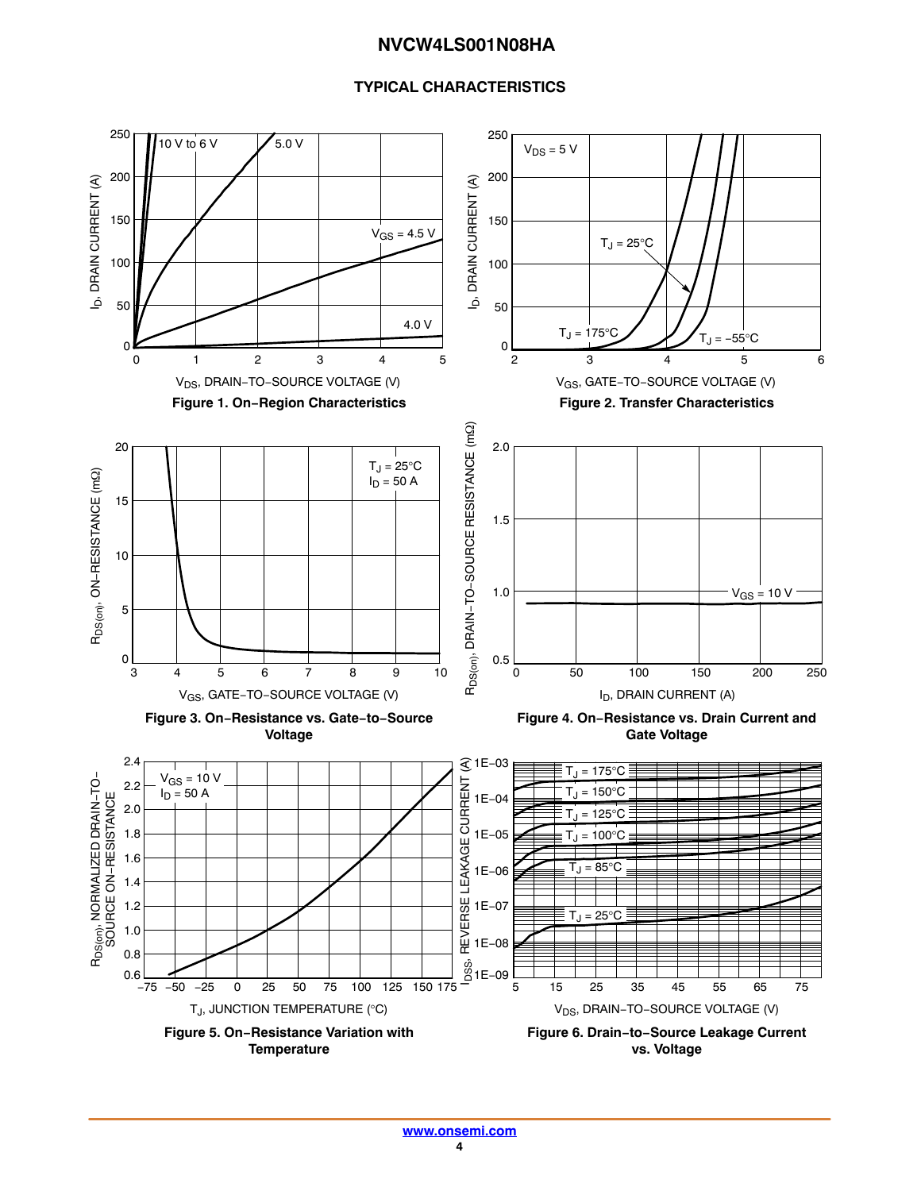## TYPICAL CHARACTERISTICS

Figure 1. On−Region Characteristics

Figure 2. Transfer Characteristics

Figure 3. On−Resistance vs. Gate−to−Source Voltage

Figure 4. On−Resistance vs. Drain Current and Gate Voltage

Figure 5. On−Resistance Variation with Temperature

Figure 6. Drain−to−Source Leakage Current vs. Voltage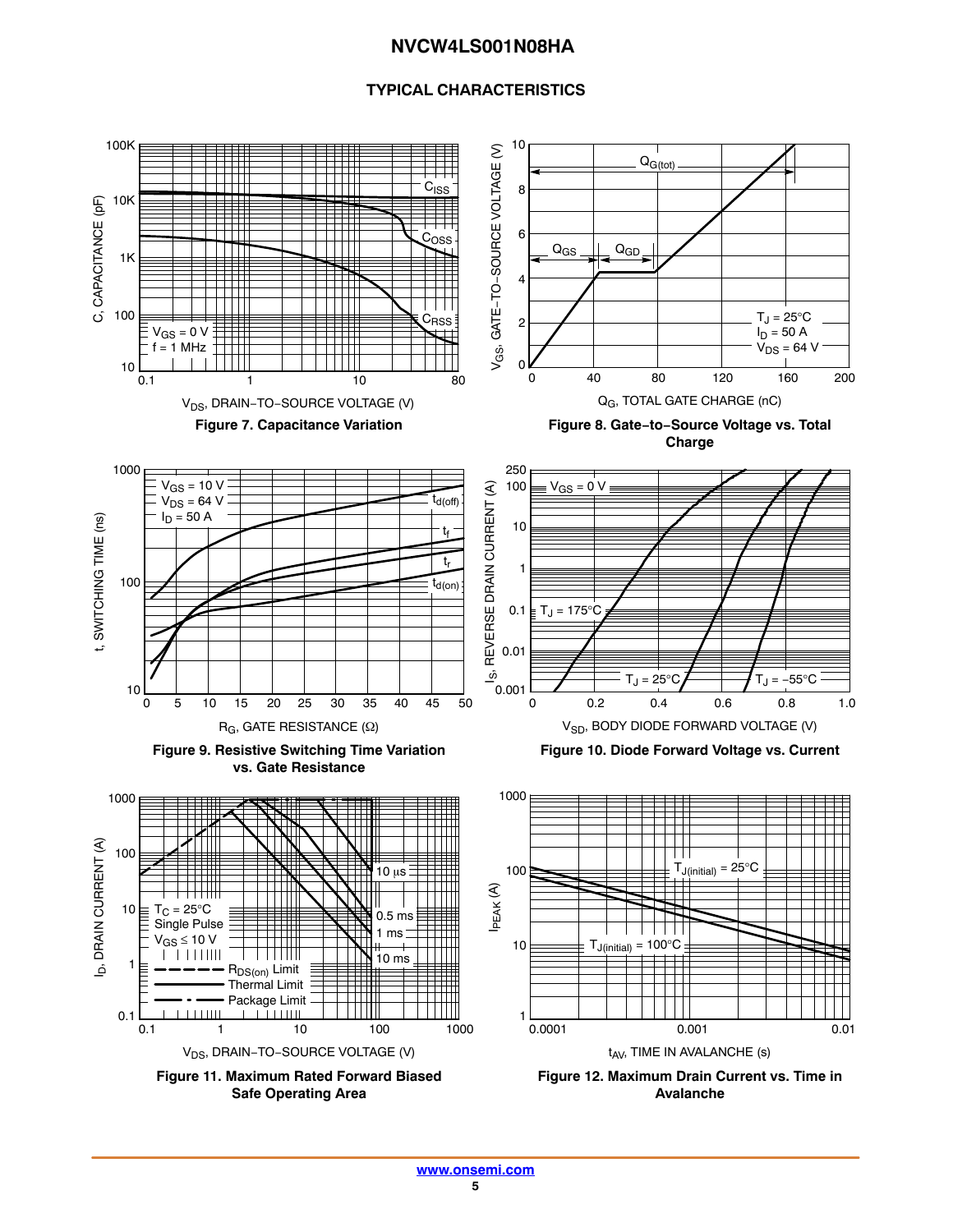## TYPICAL CHARACTERISTICS

**Figure 7. Capacitance Variation**

**Figure 8. Gate−to−Source Voltage vs. Total Charge**

**Figure 9. Resistive Switching Time Variation vs. Gate Resistance**

**Figure 10. Diode Forward Voltage vs. Current**

**Figure 11. Maximum Rated Forward Biased Safe Operating Area**

**Figure 12. Maximum Drain Current vs. Time in Avalanche**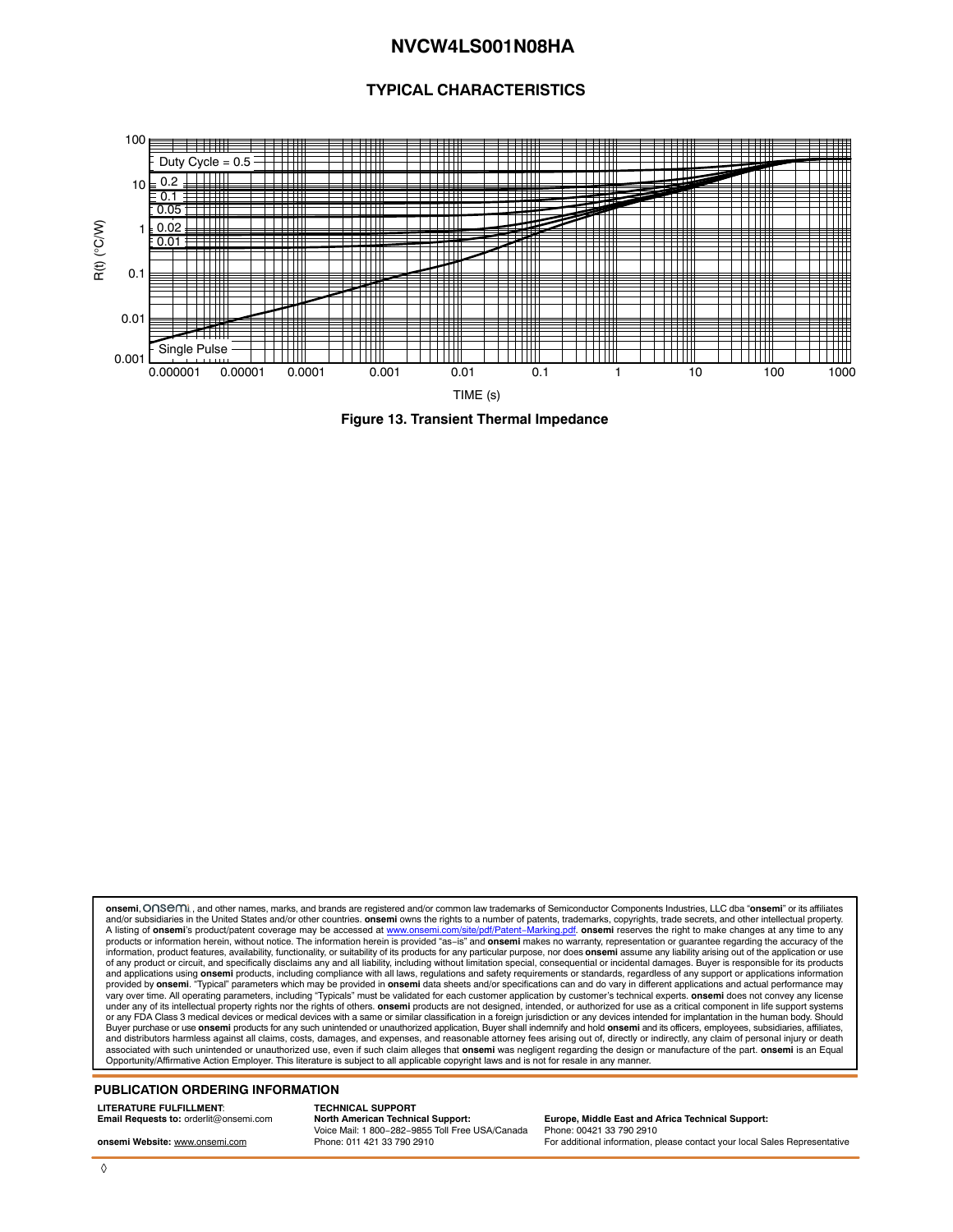## TYPICAL CHARACTERISTICS

100
10
1
0.1
0.01
0.001

R(t) (°C/W)

Duty Cycle = 0.5
0.2
0.1
0.05
0.02
0.01
Single Pulse

0.000001 0.00001 0.0001 0.001 0.01 0.1 1 10 100 1000

TIME (s)

**Figure 13. Transient Thermal Impedance**

**onsemi**, onsemi, and other names, marks, and brands are registered and/or common law trademarks of Semiconductor Components Industries, LLC dba "**onsemi**" or its affiliates and/or subsidiaries in the United States and/or other countries. **onsemi** owns the rights to a number of patents, trademarks, copyrights, trade secrets, and other intellectual property. A listing of **onsemi**'s product/patent coverage may be accessed at www.onsemi.com/site/pdf/Patent−Marking.pdf. **onsemi** reserves the right to make changes at any time to any products or information herein, without notice. The information herein is provided "as−is" and **onsemi** makes no warranty, representation or guarantee regarding the accuracy of the information, product features, availability, functionality, or suitability of its products for any particular purpose, nor does **onsemi** assume any liability arising out of the application or use of any product or circuit, and specifically disclaims any and all liability, including without limitation special, consequential or incidental damages. Buyer is responsible for its products and applications using **onsemi** products, including compliance with all laws, regulations and safety requirements or standards, regardless of any support or applications information provided by **onsemi**. "Typical" parameters which may be provided in **onsemi** data sheets and/or specifications can and do vary in different applications and actual performance may vary over time. All operating parameters, including "Typicals" must be validated for each customer application by customer's technical experts. **onsemi** does not convey any license under any of its intellectual property rights nor the rights of others. **onsemi** products are not designed, intended, or authorized for use as a critical component in life support systems or any FDA Class 3 medical devices or medical devices with a same or similar classification in a foreign jurisdiction or any devices intended for implantation in the human body. Should Buyer purchase or use **onsemi** products for any such unintended or unauthorized application, Buyer shall indemnify and hold **onsemi** and its officers, employees, subsidiaries, affiliates, and distributors harmless against all claims, costs, damages, and expenses, and reasonable attorney fees arising out of, directly or indirectly, any claim of personal injury or death associated with such unintended or unauthorized use, even if such claim alleges that **onsemi** was negligent regarding the design or manufacture of the part. **onsemi** is an Equal Opportunity/Affirmative Action Employer. This literature is subject to all applicable copyright laws and is not for resale in any manner.

### PUBLICATION ORDERING INFORMATION

**LITERATURE FULFILLMENT**:
**Email Requests to:** orderlit@onsemi.com

**onsemi Website:** www.onsemi.com

**TECHNICAL SUPPORT**
**North American Technical Support:**
Voice Mail: 1 800−282−9855 Toll Free USA/Canada
Phone: 011 421 33 790 2910

**Europe, Middle East and Africa Technical Support:**
Phone: 00421 33 790 2910
For additional information, please contact your local Sales Representative